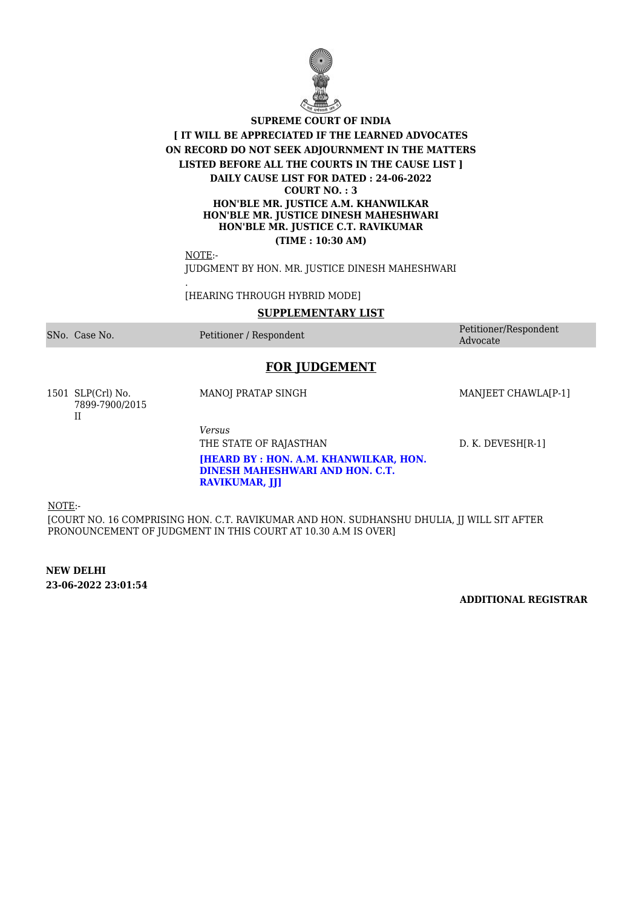**SUPREME COURT OF INDIA**

**[ IT WILL BE APPRECIATED IF THE LEARNED ADVOCATES ON RECORD DO NOT SEEK ADJOURNMENT IN THE MATTERS LISTED BEFORE ALL THE COURTS IN THE CAUSE LIST ]**

**DAILY CAUSE LIST FOR DATED : 24-06-2022**

**COURT NO. : 3**

**HON'BLE MR. JUSTICE A.M. KHANWILKAR**
**HON'BLE MR. JUSTICE DINESH MAHESHWARI**
**HON'BLE MR. JUSTICE C.T. RAVIKUMAR**

**(TIME : 10:30 AM)**

NOTE:-

JUDGMENT BY HON. MR. JUSTICE DINESH MAHESHWARI

.

[HEARING THROUGH HYBRID MODE]

**SUPPLEMENTARY LIST**

| SNo. | Case No. | Petitioner / Respondent | Petitioner/Respondent Advocate |
|---|---|---|---|

## FOR JUDGEMENT

| SNo. | Case No. | Petitioner / Respondent | Petitioner/Respondent Advocate |
|---|---|---|---|
| 1501 | SLP(Crl) No. 7899-7900/2015 II | MANOJ PRATAP SINGH | MANJEET CHAWLA[P-1] |
| | | *Versus* | |
| | | THE STATE OF RAJASTHAN | D. K. DEVESH[R-1] |
| | | **[HEARD BY : HON. A.M. KHANWILKAR, HON. DINESH MAHESHWARI AND HON. C.T. RAVIKUMAR, JJ]** | |

NOTE:-

[COURT NO. 16 COMPRISING HON. C.T. RAVIKUMAR AND HON. SUDHANSHU DHULIA, JJ WILL SIT AFTER PRONOUNCEMENT OF JUDGMENT IN THIS COURT AT 10.30 A.M IS OVER]

**NEW DELHI**
**23-06-2022 23:01:54**

**ADDITIONAL REGISTRAR**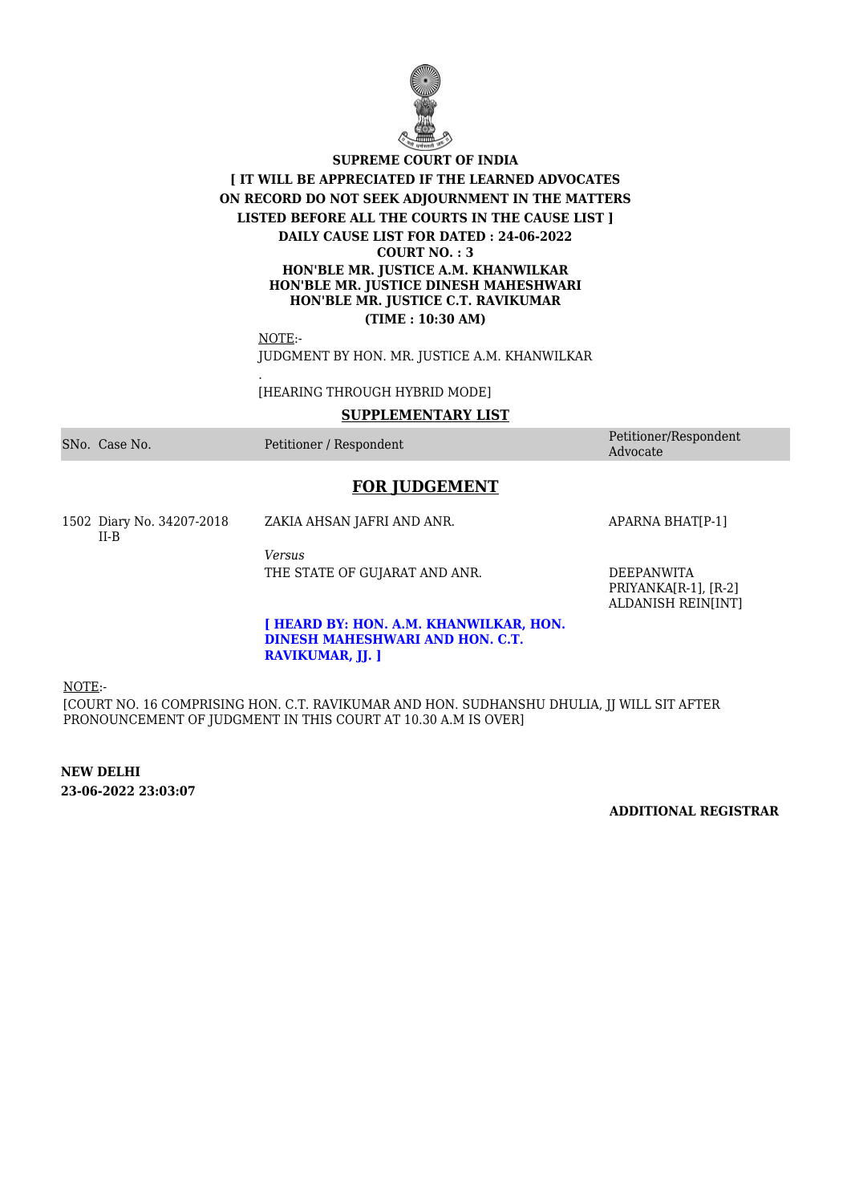**SUPREME COURT OF INDIA**

**[ IT WILL BE APPRECIATED IF THE LEARNED ADVOCATES ON RECORD DO NOT SEEK ADJOURNMENT IN THE MATTERS LISTED BEFORE ALL THE COURTS IN THE CAUSE LIST ]**

**DAILY CAUSE LIST FOR DATED : 24-06-2022**

**COURT NO. : 3**

**HON'BLE MR. JUSTICE A.M. KHANWILKAR**
**HON'BLE MR. JUSTICE DINESH MAHESHWARI**
**HON'BLE MR. JUSTICE C.T. RAVIKUMAR**

**(TIME : 10:30 AM)**

NOTE:-

JUDGMENT BY HON. MR. JUSTICE A.M. KHANWILKAR

.

[HEARING THROUGH HYBRID MODE]

**SUPPLEMENTARY LIST**

| SNo. | Case No. | Petitioner / Respondent | Petitioner/Respondent Advocate |
|---|---|---|---|

## FOR JUDGEMENT

| SNo. | Case No. | Petitioner / Respondent | Petitioner/Respondent Advocate |
|---|---|---|---|
| 1502 | Diary No. 34207-2018 II-B | ZAKIA AHSAN JAFRI AND ANR. | APARNA BHAT[P-1] |
| | | *Versus* | |
| | | THE STATE OF GUJARAT AND ANR. | DEEPANWITA PRIYANKA[R-1], [R-2] ALDANISH REIN[INT] |
| | | **[ HEARD BY: HON. A.M. KHANWILKAR, HON. DINESH MAHESHWARI AND HON. C.T. RAVIKUMAR, JJ. ]** | |

NOTE:-

[COURT NO. 16 COMPRISING HON. C.T. RAVIKUMAR AND HON. SUDHANSHU DHULIA, JJ WILL SIT AFTER PRONOUNCEMENT OF JUDGMENT IN THIS COURT AT 10.30 A.M IS OVER]

**NEW DELHI**
**23-06-2022 23:03:07**

**ADDITIONAL REGISTRAR**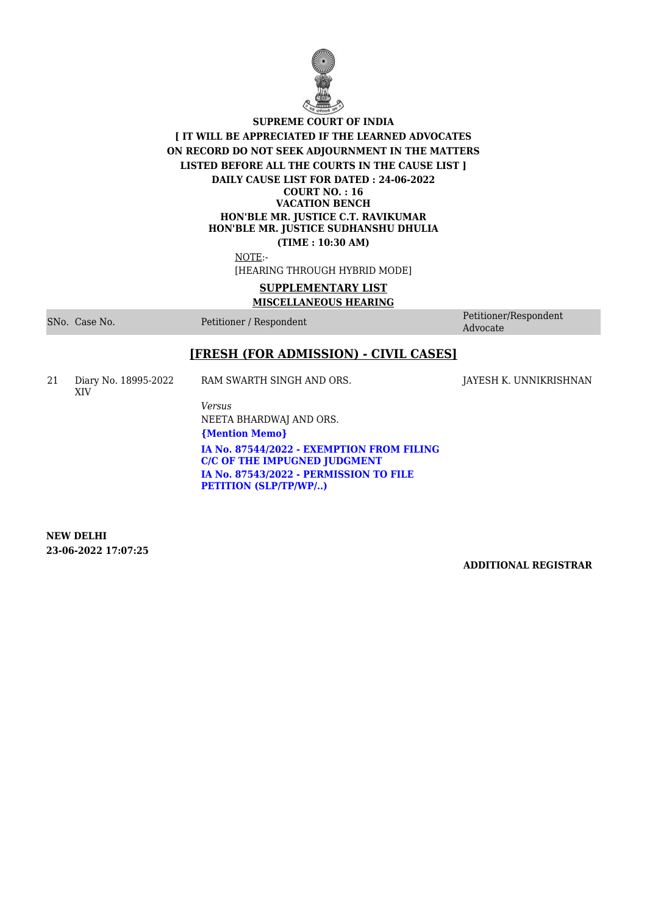**SUPREME COURT OF INDIA**

**[ IT WILL BE APPRECIATED IF THE LEARNED ADVOCATES ON RECORD DO NOT SEEK ADJOURNMENT IN THE MATTERS LISTED BEFORE ALL THE COURTS IN THE CAUSE LIST ]**

**DAILY CAUSE LIST FOR DATED : 24-06-2022**

**COURT NO. : 16**

**VACATION BENCH**

**HON'BLE MR. JUSTICE C.T. RAVIKUMAR**

**HON'BLE MR. JUSTICE SUDHANSHU DHULIA**

**(TIME : 10:30 AM)**

NOTE:-
[HEARING THROUGH HYBRID MODE]

**SUPPLEMENTARY LIST**

**MISCELLANEOUS HEARING**

| SNo. | Case No. | Petitioner / Respondent | Petitioner/Respondent Advocate |
|---|---|---|---|
| | | **[FRESH (FOR ADMISSION) - CIVIL CASES]** | |
| 21 | Diary No. 18995-2022 XIV | RAM SWARTH SINGH AND ORS.<br>*Versus*<br>NEETA BHARDWAJ AND ORS.<br>**{Mention Memo}**<br>**IA No. 87544/2022 - EXEMPTION FROM FILING C/C OF THE IMPUGNED JUDGMENT**<br>**IA No. 87543/2022 - PERMISSION TO FILE PETITION (SLP/TP/WP/..)** | JAYESH K. UNNIKRISHNAN |

**NEW DELHI**
**23-06-2022 17:07:25**

**ADDITIONAL REGISTRAR**